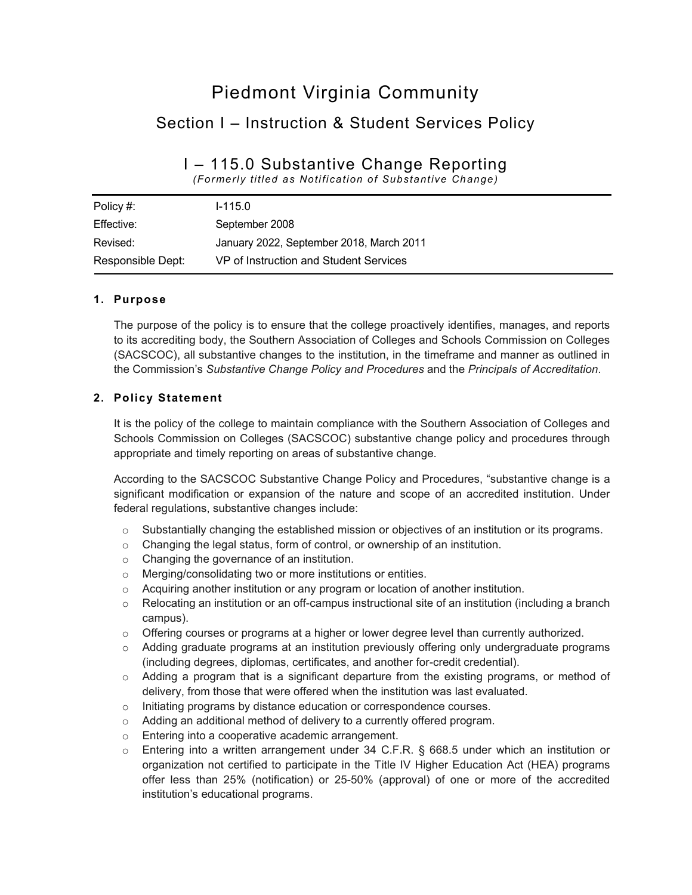# Piedmont Virginia Community

## Section I – Instruction & Student Services Policy

## I – 115.0 Substantive Change Reporting

*(Formerly titled as Notification of Substantive Change)*

| | |
|---|---|
| Policy #: | I-115.0 |
| Effective: | September 2008 |
| Revised: | January 2022, September 2018, March 2011 |
| Responsible Dept: | VP of Instruction and Student Services |

### 1. Purpose

The purpose of the policy is to ensure that the college proactively identifies, manages, and reports to its accrediting body, the Southern Association of Colleges and Schools Commission on Colleges (SACSCOC), all substantive changes to the institution, in the timeframe and manner as outlined in the Commission's *Substantive Change Policy and Procedures* and the *Principals of Accreditation*.

### 2. Policy Statement

It is the policy of the college to maintain compliance with the Southern Association of Colleges and Schools Commission on Colleges (SACSCOC) substantive change policy and procedures through appropriate and timely reporting on areas of substantive change.

According to the SACSCOC Substantive Change Policy and Procedures, "substantive change is a significant modification or expansion of the nature and scope of an accredited institution. Under federal regulations, substantive changes include:

- Substantially changing the established mission or objectives of an institution or its programs.
- Changing the legal status, form of control, or ownership of an institution.
- Changing the governance of an institution.
- Merging/consolidating two or more institutions or entities.
- Acquiring another institution or any program or location of another institution.
- Relocating an institution or an off-campus instructional site of an institution (including a branch campus).
- Offering courses or programs at a higher or lower degree level than currently authorized.
- Adding graduate programs at an institution previously offering only undergraduate programs (including degrees, diplomas, certificates, and another for-credit credential).
- Adding a program that is a significant departure from the existing programs, or method of delivery, from those that were offered when the institution was last evaluated.
- Initiating programs by distance education or correspondence courses.
- Adding an additional method of delivery to a currently offered program.
- Entering into a cooperative academic arrangement.
- Entering into a written arrangement under 34 C.F.R. § 668.5 under which an institution or organization not certified to participate in the Title IV Higher Education Act (HEA) programs offer less than 25% (notification) or 25-50% (approval) of one or more of the accredited institution's educational programs.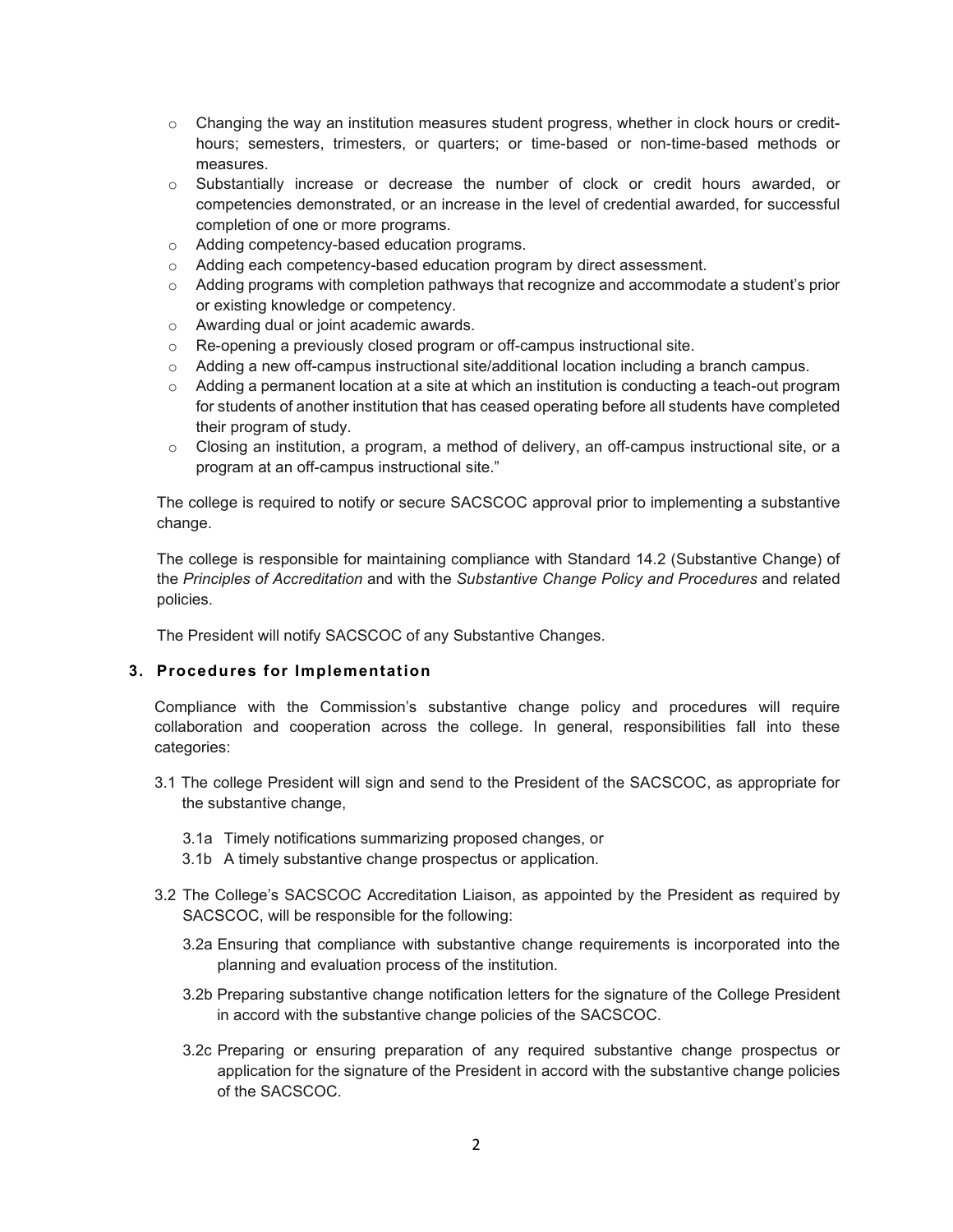- Changing the way an institution measures student progress, whether in clock hours or credit-hours; semesters, trimesters, or quarters; or time-based or non-time-based methods or measures.
- Substantially increase or decrease the number of clock or credit hours awarded, or competencies demonstrated, or an increase in the level of credential awarded, for successful completion of one or more programs.
- Adding competency-based education programs.
- Adding each competency-based education program by direct assessment.
- Adding programs with completion pathways that recognize and accommodate a student's prior or existing knowledge or competency.
- Awarding dual or joint academic awards.
- Re-opening a previously closed program or off-campus instructional site.
- Adding a new off-campus instructional site/additional location including a branch campus.
- Adding a permanent location at a site at which an institution is conducting a teach-out program for students of another institution that has ceased operating before all students have completed their program of study.
- Closing an institution, a program, a method of delivery, an off-campus instructional site, or a program at an off-campus instructional site."

The college is required to notify or secure SACSCOC approval prior to implementing a substantive change.

The college is responsible for maintaining compliance with Standard 14.2 (Substantive Change) of the *Principles of Accreditation* and with the *Substantive Change Policy and Procedures* and related policies.

The President will notify SACSCOC of any Substantive Changes.

## 3. Procedures for Implementation

Compliance with the Commission's substantive change policy and procedures will require collaboration and cooperation across the college. In general, responsibilities fall into these categories:

3.1 The college President will sign and send to the President of the SACSCOC, as appropriate for the substantive change,

3.1a Timely notifications summarizing proposed changes, or

3.1b A timely substantive change prospectus or application.

3.2 The College's SACSCOC Accreditation Liaison, as appointed by the President as required by SACSCOC, will be responsible for the following:

3.2a Ensuring that compliance with substantive change requirements is incorporated into the planning and evaluation process of the institution.

3.2b Preparing substantive change notification letters for the signature of the College President in accord with the substantive change policies of the SACSCOC.

3.2c Preparing or ensuring preparation of any required substantive change prospectus or application for the signature of the President in accord with the substantive change policies of the SACSCOC.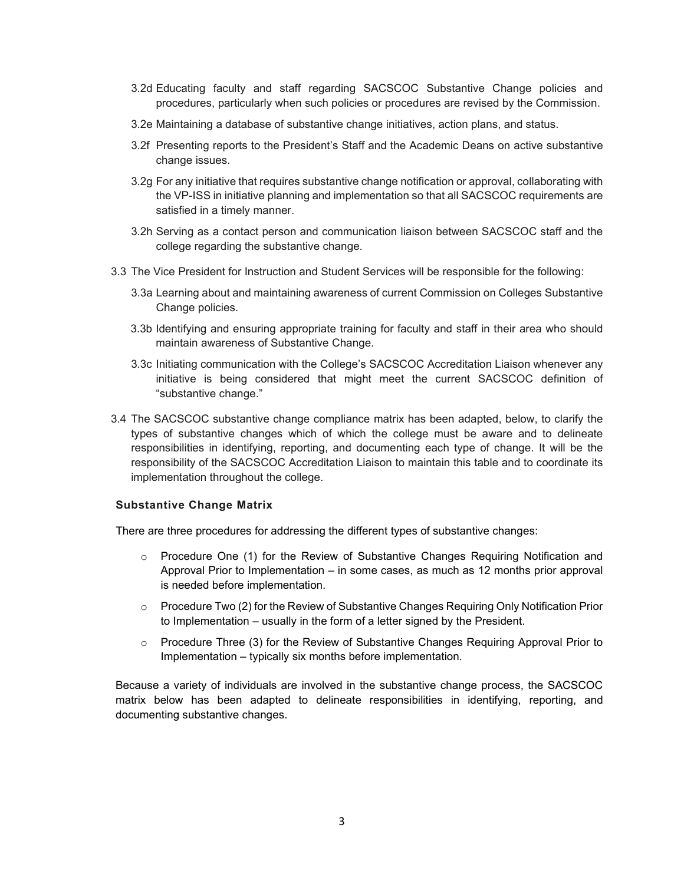3.2d Educating faculty and staff regarding SACSCOC Substantive Change policies and procedures, particularly when such policies or procedures are revised by the Commission.

3.2e Maintaining a database of substantive change initiatives, action plans, and status.

3.2f Presenting reports to the President's Staff and the Academic Deans on active substantive change issues.

3.2g For any initiative that requires substantive change notification or approval, collaborating with the VP-ISS in initiative planning and implementation so that all SACSCOC requirements are satisfied in a timely manner.

3.2h Serving as a contact person and communication liaison between SACSCOC staff and the college regarding the substantive change.

3.3 The Vice President for Instruction and Student Services will be responsible for the following:

3.3a Learning about and maintaining awareness of current Commission on Colleges Substantive Change policies.

3.3b Identifying and ensuring appropriate training for faculty and staff in their area who should maintain awareness of Substantive Change.

3.3c Initiating communication with the College's SACSCOC Accreditation Liaison whenever any initiative is being considered that might meet the current SACSCOC definition of "substantive change."

3.4 The SACSCOC substantive change compliance matrix has been adapted, below, to clarify the types of substantive changes which of which the college must be aware and to delineate responsibilities in identifying, reporting, and documenting each type of change. It will be the responsibility of the SACSCOC Accreditation Liaison to maintain this table and to coordinate its implementation throughout the college.

**Substantive Change Matrix**

There are three procedures for addressing the different types of substantive changes:

- Procedure One (1) for the Review of Substantive Changes Requiring Notification and Approval Prior to Implementation – in some cases, as much as 12 months prior approval is needed before implementation.
- Procedure Two (2) for the Review of Substantive Changes Requiring Only Notification Prior to Implementation – usually in the form of a letter signed by the President.
- Procedure Three (3) for the Review of Substantive Changes Requiring Approval Prior to Implementation – typically six months before implementation.

Because a variety of individuals are involved in the substantive change process, the SACSCOC matrix below has been adapted to delineate responsibilities in identifying, reporting, and documenting substantive changes.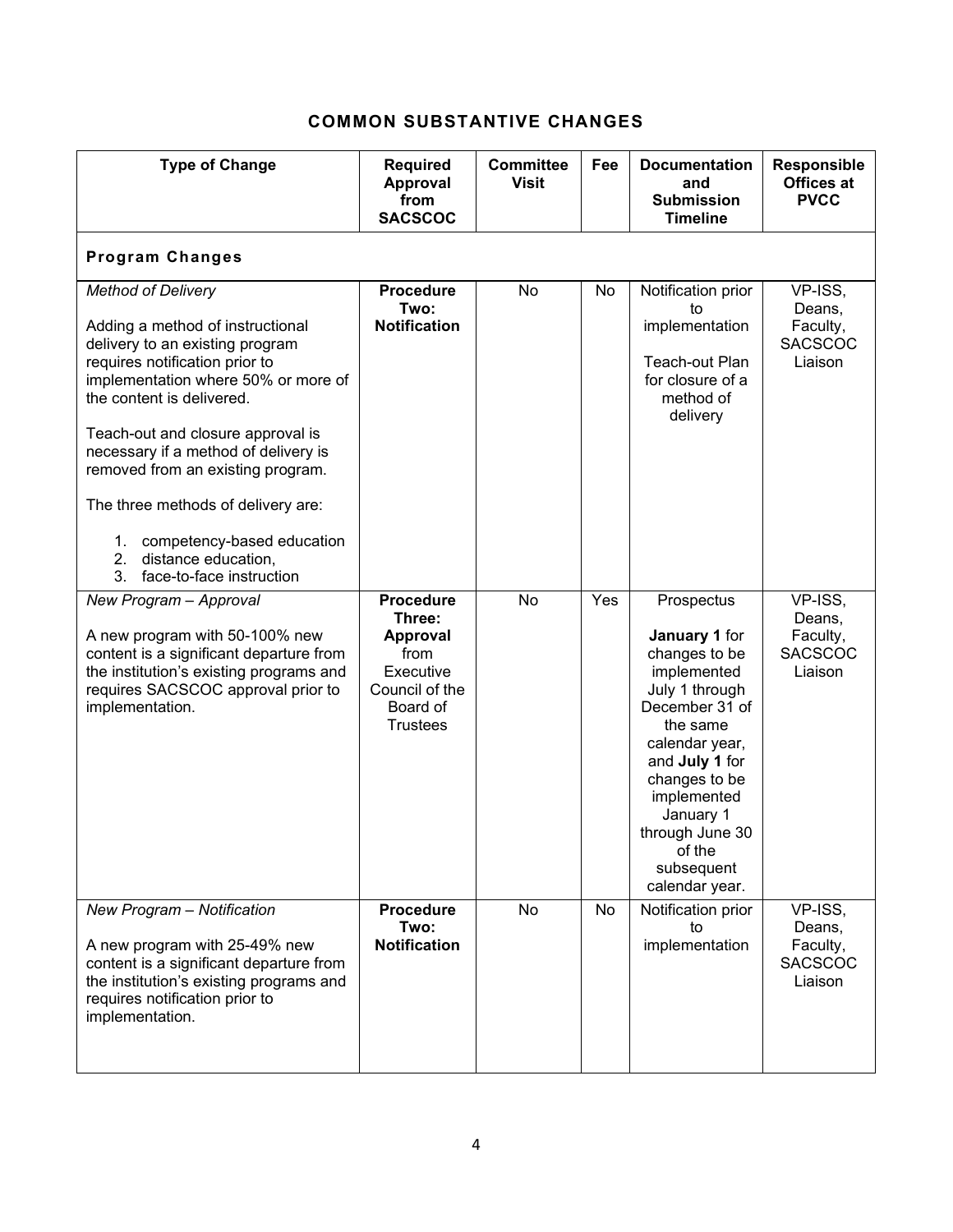## COMMON SUBSTANTIVE CHANGES

| Type of Change | Required Approval from SACSCOC | Committee Visit | Fee | Documentation and Submission Timeline | Responsible Offices at PVCC |
|---|---|---|---|---|---|
| **Program Changes** | | | | | |
| *Method of Delivery*<br><br>Adding a method of instructional delivery to an existing program requires notification prior to implementation where 50% or more of the content is delivered.<br><br>Teach-out and closure approval is necessary if a method of delivery is removed from an existing program.<br><br>The three methods of delivery are:<br><br>1. competency-based education<br>2. distance education,<br>3. face-to-face instruction | **Procedure Two: Notification** | No | No | Notification prior to implementation<br><br>Teach-out Plan for closure of a method of delivery | VP-ISS, Deans, Faculty, SACSCOC Liaison |
| *New Program – Approval*<br><br>A new program with 50-100% new content is a significant departure from the institution's existing programs and requires SACSCOC approval prior to implementation. | **Procedure Three: Approval** from Executive Council of the Board of Trustees | No | Yes | Prospectus<br><br>**January 1** for changes to be implemented July 1 through December 31 of the same calendar year, and **July 1** for changes to be implemented January 1 through June 30 of the subsequent calendar year. | VP-ISS, Deans, Faculty, SACSCOC Liaison |
| *New Program – Notification*<br><br>A new program with 25-49% new content is a significant departure from the institution's existing programs and requires notification prior to implementation. | **Procedure Two: Notification** | No | No | Notification prior to implementation | VP-ISS, Deans, Faculty, SACSCOC Liaison |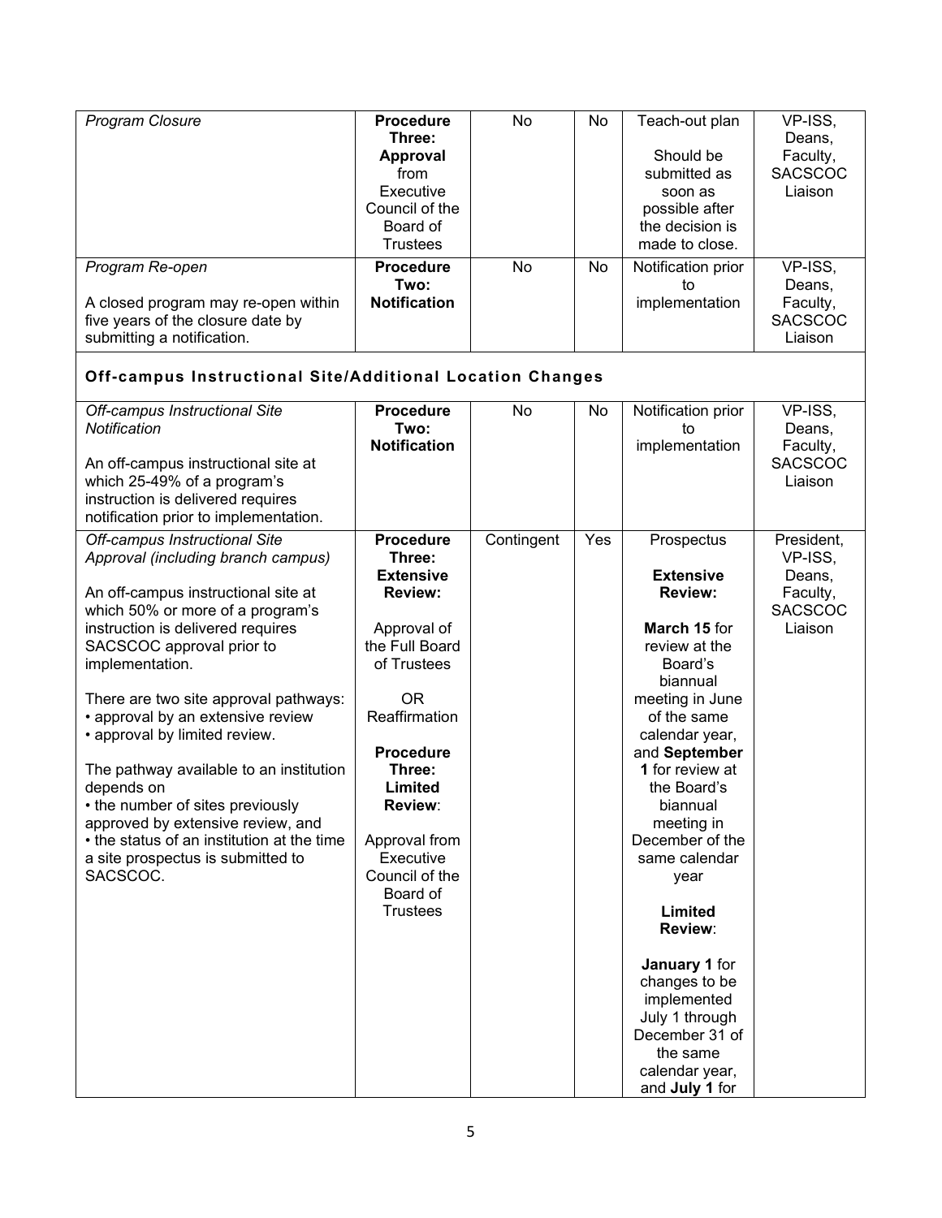| | | | | | |
|---|---|---|---|---|---|
| *Program Closure* | **Procedure Three: Approval** from Executive Council of the Board of Trustees | No | No | Teach-out plan<br><br>Should be submitted as soon as possible after the decision is made to close. | VP-ISS, Deans, Faculty, SACSCOC Liaison |
| *Program Re-open*<br><br>A closed program may re-open within five years of the closure date by submitting a notification. | **Procedure Two: Notification** | No | No | Notification prior to implementation | VP-ISS, Deans, Faculty, SACSCOC Liaison |
| **Off-campus Instructional Site/Additional Location Changes** | | | | | |
| *Off-campus Instructional Site Notification*<br><br>An off-campus instructional site at which 25-49% of a program's instruction is delivered requires notification prior to implementation. | **Procedure Two: Notification** | No | No | Notification prior to implementation | VP-ISS, Deans, Faculty, SACSCOC Liaison |
| *Off-campus Instructional Site Approval (including branch campus)*<br><br>An off-campus instructional site at which 50% or more of a program's instruction is delivered requires SACSCOC approval prior to implementation.<br><br>There are two site approval pathways:<br>• approval by an extensive review<br>• approval by limited review.<br><br>The pathway available to an institution depends on<br>• the number of sites previously approved by extensive review, and<br>• the status of an institution at the time a site prospectus is submitted to SACSCOC. | **Procedure Three: Extensive Review:**<br><br>Approval of the Full Board of Trustees<br><br>OR Reaffirmation<br><br>**Procedure Three: Limited Review**:<br><br>Approval from Executive Council of the Board of Trustees | Contingent | Yes | Prospectus<br><br>**Extensive Review:**<br><br>**March 15** for review at the Board's biannual meeting in June of the same calendar year, and **September 1** for review at the Board's biannual meeting in December of the same calendar year<br><br>**Limited Review**:<br><br>**January 1** for changes to be implemented July 1 through December 31 of the same calendar year, and **July 1** for | President, VP-ISS, Deans, Faculty, SACSCOC Liaison |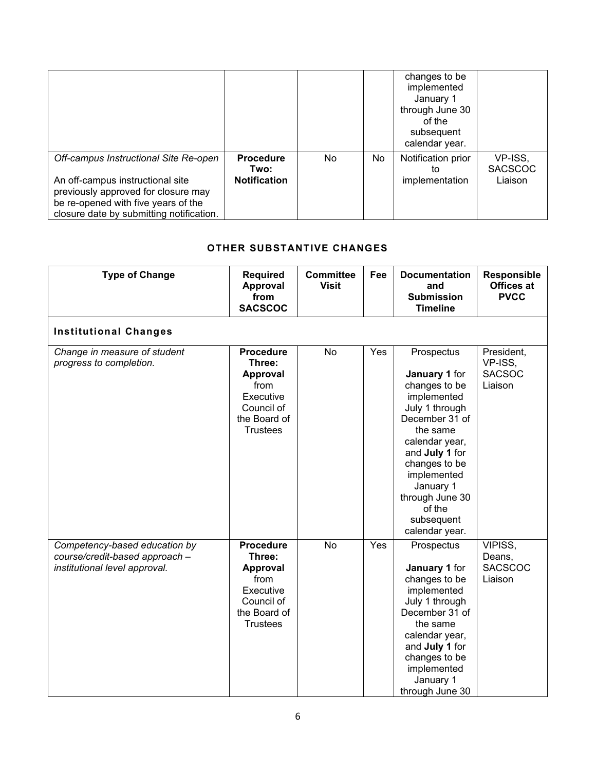| | | | | changes to be implemented January 1 through June 30 of the subsequent calendar year. | |
|---|---|---|---|---|---|
| *Off-campus Instructional Site Re-open*<br><br>An off-campus instructional site previously approved for closure may be re-opened with five years of the closure date by submitting notification. | **Procedure Two: Notification** | No | No | Notification prior to implementation | VP-ISS, SACSCOC Liaison |

## OTHER SUBSTANTIVE CHANGES

| Type of Change | Required Approval from SACSCOC | Committee Visit | Fee | Documentation and Submission Timeline | Responsible Offices at PVCC |
|---|---|---|---|---|---|
| **Institutional Changes** | | | | | |
| *Change in measure of student progress to completion.* | **Procedure Three: Approval** from Executive Council of the Board of Trustees | No | Yes | Prospectus<br><br>**January 1** for changes to be implemented July 1 through December 31 of the same calendar year, and **July 1** for changes to be implemented January 1 through June 30 of the subsequent calendar year. | President, VP-ISS, SACSOC Liaison |
| *Competency-based education by course/credit-based approach – institutional level approval.* | **Procedure Three: Approval** from Executive Council of the Board of Trustees | No | Yes | Prospectus<br><br>**January 1** for changes to be implemented July 1 through December 31 of the same calendar year, and **July 1** for changes to be implemented January 1 through June 30 | VIPISS, Deans, SACSCOC Liaison |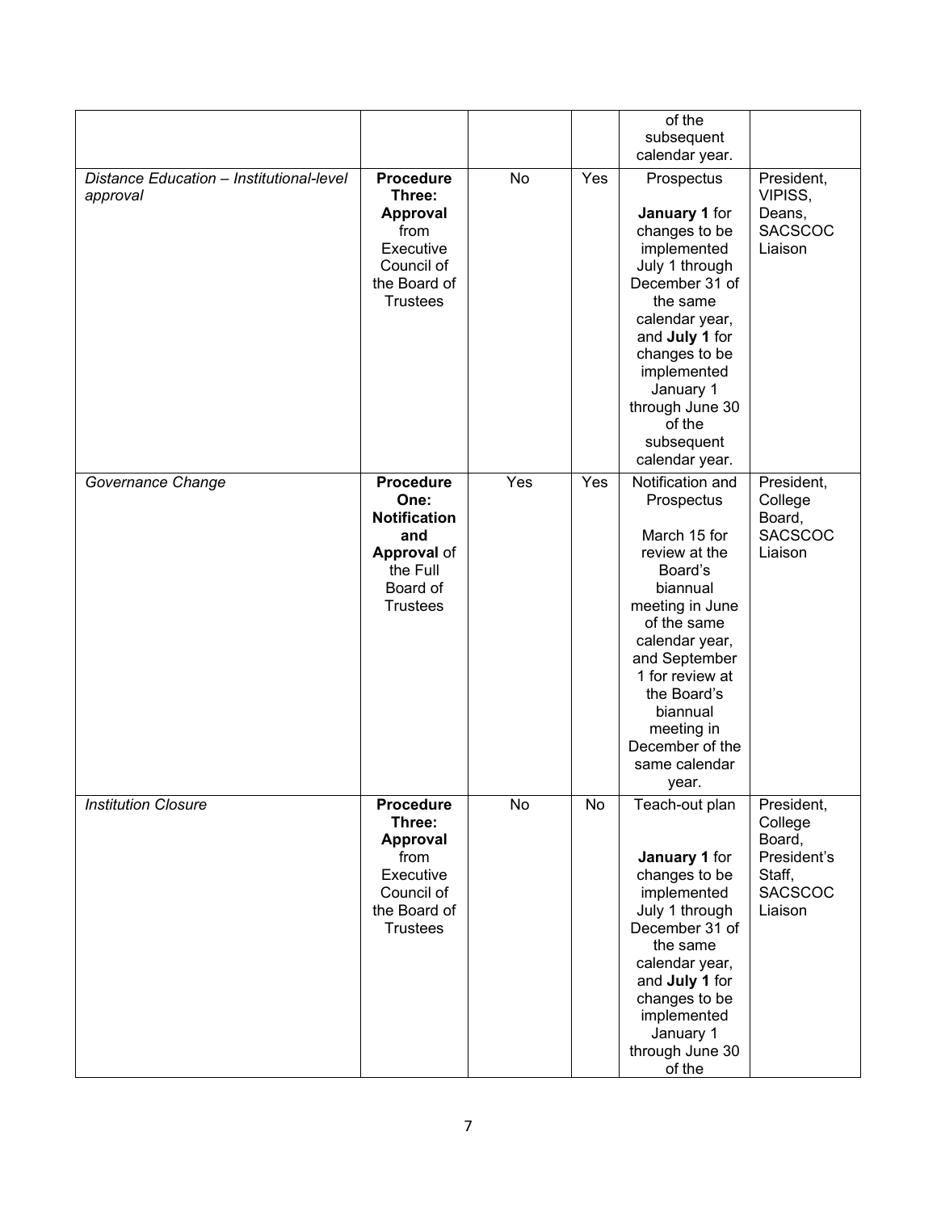| | | | | of the subsequent calendar year. | |
|---|---|---|---|---|---|
| *Distance Education – Institutional-level approval* | **Procedure Three: Approval** from Executive Council of the Board of Trustees | No | Yes | Prospectus<br><br>**January 1** for changes to be implemented July 1 through December 31 of the same calendar year, and **July 1** for changes to be implemented January 1 through June 30 of the subsequent calendar year. | President, VIPISS, Deans, SACSCOC Liaison |
| *Governance Change* | **Procedure One: Notification and Approval** of the Full Board of Trustees | Yes | Yes | Notification and Prospectus<br><br>March 15 for review at the Board's biannual meeting in June of the same calendar year, and September 1 for review at the Board's biannual meeting in December of the same calendar year. | President, College Board, SACSCOC Liaison |
| *Institution Closure* | **Procedure Three: Approval** from Executive Council of the Board of Trustees | No | No | Teach-out plan<br><br>**January 1** for changes to be implemented July 1 through December 31 of the same calendar year, and **July 1** for changes to be implemented January 1 through June 30 of the | President, College Board, President's Staff, SACSCOC Liaison |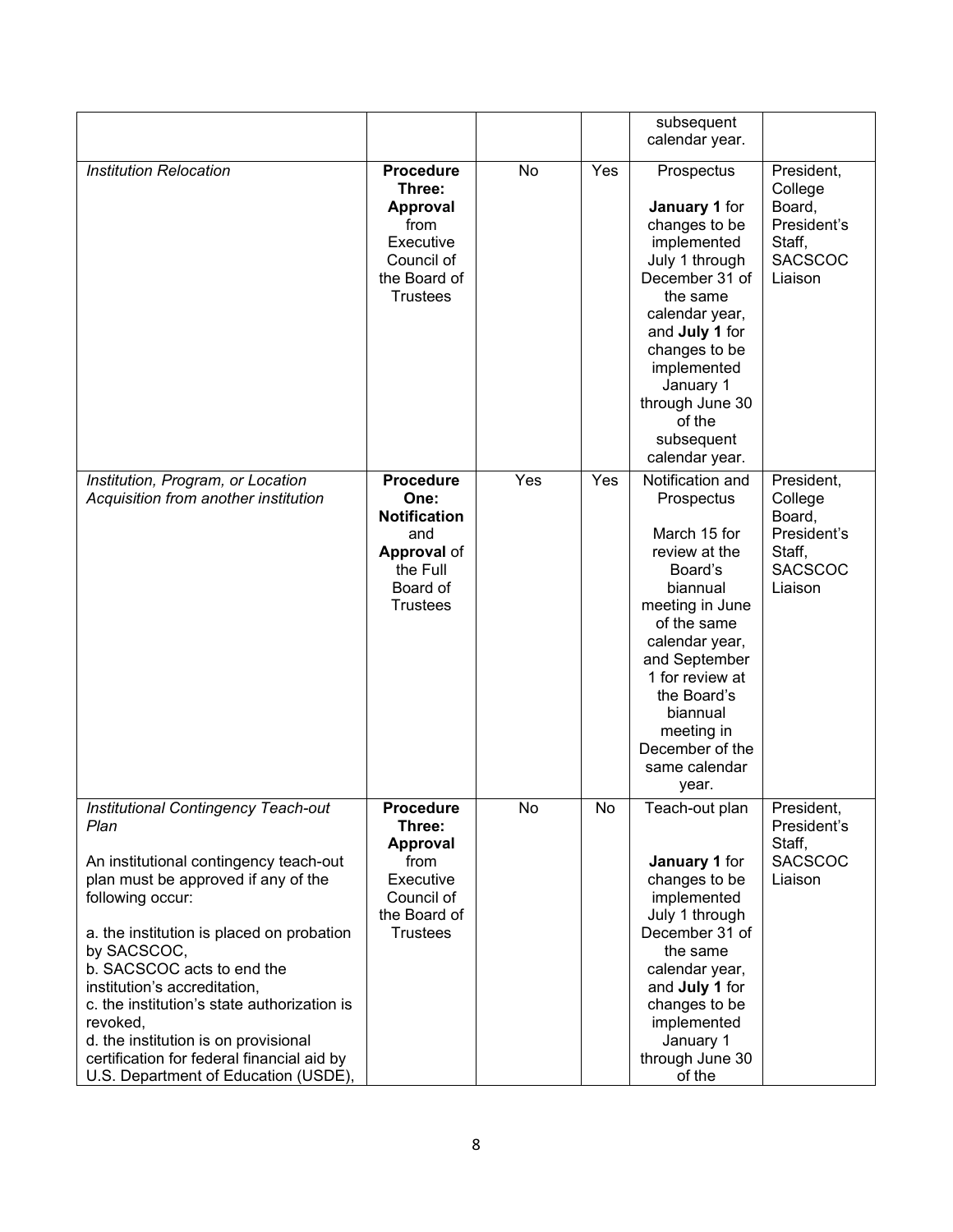| | | | | subsequent calendar year. | |
|---|---|---|---|---|---|
| *Institution Relocation* | **Procedure Three: Approval** from Executive Council of the Board of Trustees | No | Yes | Prospectus<br><br>**January 1** for changes to be implemented July 1 through December 31 of the same calendar year, and **July 1** for changes to be implemented January 1 through June 30 of the subsequent calendar year. | President, College Board, President's Staff, SACSCOC Liaison |
| *Institution, Program, or Location Acquisition from another institution* | **Procedure One: Notification** and **Approval** of the Full Board of Trustees | Yes | Yes | Notification and Prospectus<br><br>March 15 for review at the Board's biannual meeting in June of the same calendar year, and September 1 for review at the Board's biannual meeting in December of the same calendar year. | President, College Board, President's Staff, SACSCOC Liaison |
| *Institutional Contingency Teach-out Plan*<br><br>An institutional contingency teach-out plan must be approved if any of the following occur:<br><br>a. the institution is placed on probation by SACSCOC,<br>b. SACSCOC acts to end the institution's accreditation,<br>c. the institution's state authorization is revoked,<br>d. the institution is on provisional certification for federal financial aid by U.S. Department of Education (USDE), | **Procedure Three: Approval** from Executive Council of the Board of Trustees | No | No | Teach-out plan<br><br>**January 1** for changes to be implemented July 1 through December 31 of the same calendar year, and **July 1** for changes to be implemented January 1 through June 30 of the | President, President's Staff, SACSCOC Liaison |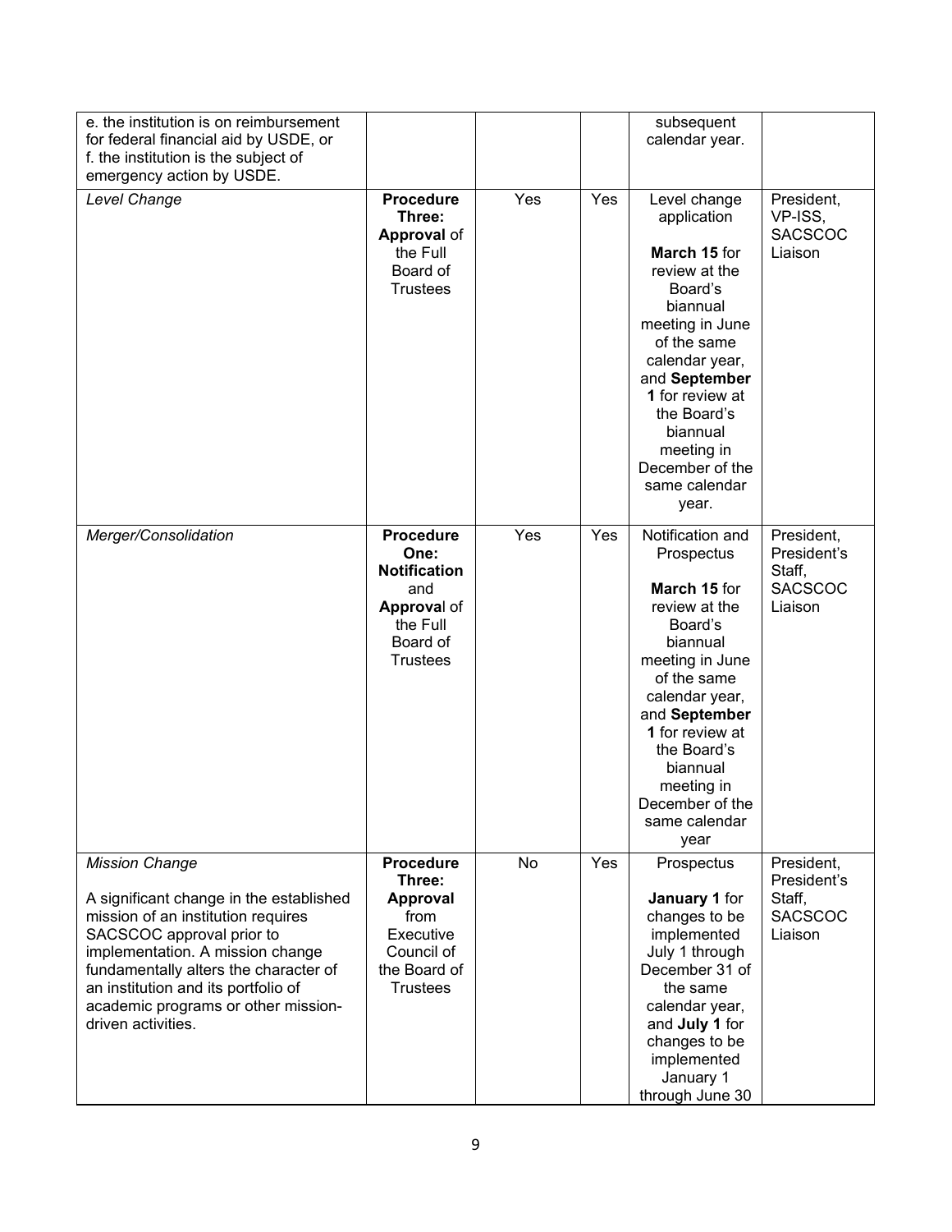| | | | | | |
|---|---|---|---|---|---|
| e. the institution is on reimbursement for federal financial aid by USDE, or<br>f. the institution is the subject of emergency action by USDE. | | | | subsequent calendar year. | |
| *Level Change* | **Procedure Three: Approval** of the Full Board of Trustees | Yes | Yes | Level change application<br><br>**March 15** for review at the Board's biannual meeting in June of the same calendar year, and **September 1** for review at the Board's biannual meeting in December of the same calendar year. | President, VP-ISS, SACSCOC Liaison |
| *Merger/Consolidation* | **Procedure One: Notification** and **Approva**l of the Full Board of Trustees | Yes | Yes | Notification and Prospectus<br><br>**March 15** for review at the Board's biannual meeting in June of the same calendar year, and **September 1** for review at the Board's biannual meeting in December of the same calendar year | President, President's Staff, SACSCOC Liaison |
| *Mission Change*<br><br>A significant change in the established mission of an institution requires SACSCOC approval prior to implementation. A mission change fundamentally alters the character of an institution and its portfolio of academic programs or other mission-driven activities. | **Procedure Three: Approval** from Executive Council of the Board of Trustees | No | Yes | Prospectus<br><br>**January 1** for changes to be implemented July 1 through December 31 of the same calendar year, and **July 1** for changes to be implemented January 1 through June 30 | President, President's Staff, SACSCOC Liaison |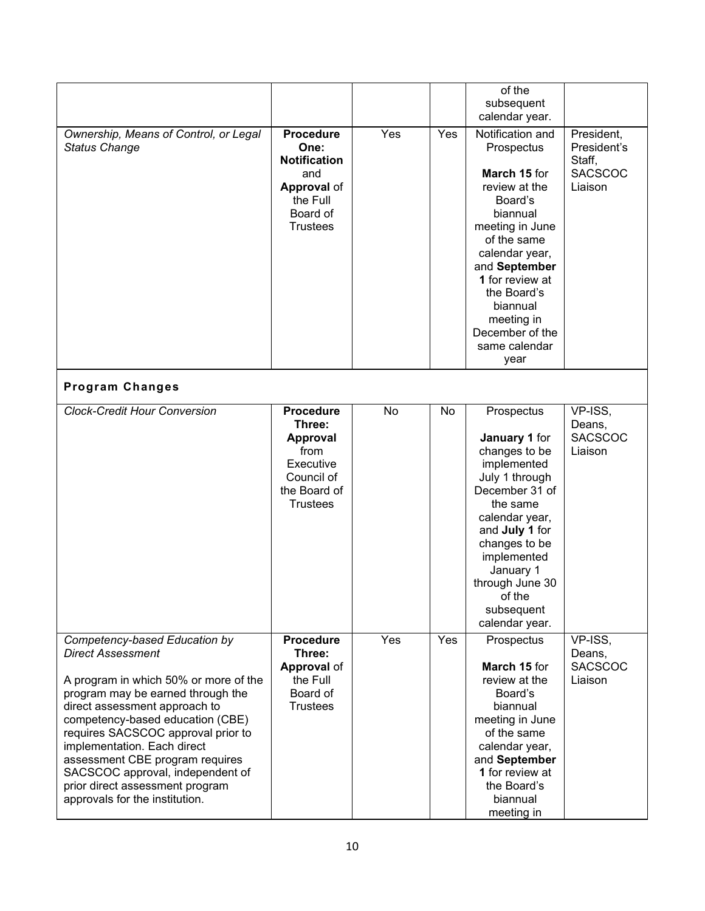| | | | | of the subsequent calendar year. | |
|---|---|---|---|---|---|
| *Ownership, Means of Control, or Legal Status Change* | **Procedure One: Notification** and **Approval** of the Full Board of Trustees | Yes | Yes | Notification and Prospectus<br><br>**March 15** for review at the Board's biannual meeting in June of the same calendar year, and **September 1** for review at the Board's biannual meeting in December of the same calendar year | President, President's Staff, SACSCOC Liaison |
| **Program Changes** | | | | | |
| *Clock-Credit Hour Conversion* | **Procedure Three: Approval** from Executive Council of the Board of Trustees | No | No | Prospectus<br><br>**January 1** for changes to be implemented July 1 through December 31 of the same calendar year, and **July 1** for changes to be implemented January 1 through June 30 of the subsequent calendar year. | VP-ISS, Deans, SACSCOC Liaison |
| *Competency-based Education by Direct Assessment*<br><br>A program in which 50% or more of the program may be earned through the direct assessment approach to competency-based education (CBE) requires SACSCOC approval prior to implementation. Each direct assessment CBE program requires SACSCOC approval, independent of prior direct assessment program approvals for the institution. | **Procedure Three: Approval** of the Full Board of Trustees | Yes | Yes | Prospectus<br><br>**March 15** for review at the Board's biannual meeting in June of the same calendar year, and **September 1** for review at the Board's biannual meeting in | VP-ISS, Deans, SACSCOC Liaison |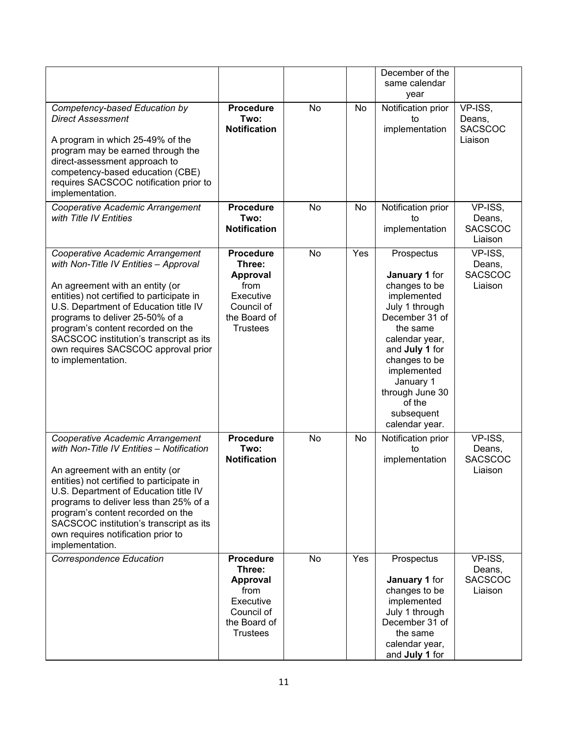| | | | | | |
|---|---|---|---|---|---|
| | | | | December of the same calendar year | |
| *Competency-based Education by Direct Assessment*<br><br>A program in which 25-49% of the program may be earned through the direct-assessment approach to competency-based education (CBE) requires SACSCOC notification prior to implementation. | **Procedure Two: Notification** | No | No | Notification prior to implementation | VP-ISS, Deans, SACSCOC Liaison |
| *Cooperative Academic Arrangement with Title IV Entities* | **Procedure Two: Notification** | No | No | Notification prior to implementation | VP-ISS, Deans, SACSCOC Liaison |
| *Cooperative Academic Arrangement with Non-Title IV Entities – Approval*<br><br>An agreement with an entity (or entities) not certified to participate in U.S. Department of Education title IV programs to deliver 25-50% of a program's content recorded on the SACSCOC institution's transcript as its own requires SACSCOC approval prior to implementation. | **Procedure Three: Approval** from Executive Council of the Board of Trustees | No | Yes | Prospectus<br><br>**January 1** for changes to be implemented July 1 through December 31 of the same calendar year, and **July 1** for changes to be implemented January 1 through June 30 of the subsequent calendar year. | VP-ISS, Deans, SACSCOC Liaison |
| *Cooperative Academic Arrangement with Non-Title IV Entities – Notification*<br><br>An agreement with an entity (or entities) not certified to participate in U.S. Department of Education title IV programs to deliver less than 25% of a program's content recorded on the SACSCOC institution's transcript as its own requires notification prior to implementation. | **Procedure Two: Notification** | No | No | Notification prior to implementation | VP-ISS, Deans, SACSCOC Liaison |
| *Correspondence Education* | **Procedure Three: Approval** from Executive Council of the Board of Trustees | No | Yes | Prospectus<br><br>**January 1** for changes to be implemented July 1 through December 31 of the same calendar year, and **July 1** for | VP-ISS, Deans, SACSCOC Liaison |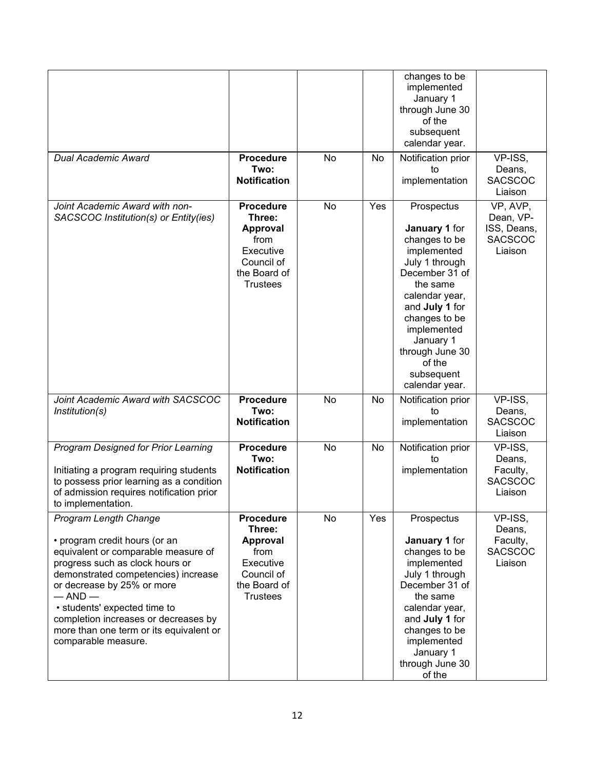| | | | | changes to be implemented January 1 through June 30 of the subsequent calendar year. | |
|---|---|---|---|---|---|
| *Dual Academic Award* | **Procedure Two: Notification** | No | No | Notification prior to implementation | VP-ISS, Deans, SACSCOC Liaison |
| *Joint Academic Award with non-SACSCOC Institution(s) or Entity(ies)* | **Procedure Three: Approval** from Executive Council of the Board of Trustees | No | Yes | Prospectus<br><br>**January 1** for changes to be implemented July 1 through December 31 of the same calendar year, and **July 1** for changes to be implemented January 1 through June 30 of the subsequent calendar year. | VP, AVP, Dean, VP-ISS, Deans, SACSCOC Liaison |
| *Joint Academic Award with SACSCOC Institution(s)* | **Procedure Two: Notification** | No | No | Notification prior to implementation | VP-ISS, Deans, SACSCOC Liaison |
| *Program Designed for Prior Learning*<br><br>Initiating a program requiring students to possess prior learning as a condition of admission requires notification prior to implementation. | **Procedure Two: Notification** | No | No | Notification prior to implementation | VP-ISS, Deans, Faculty, SACSCOC Liaison |
| *Program Length Change*<br><br>• program credit hours (or an equivalent or comparable measure of progress such as clock hours or demonstrated competencies) increase or decrease by 25% or more<br>— AND —<br>• students' expected time to completion increases or decreases by more than one term or its equivalent or comparable measure. | **Procedure Three: Approval** from Executive Council of the Board of Trustees | No | Yes | Prospectus<br><br>**January 1** for changes to be implemented July 1 through December 31 of the same calendar year, and **July 1** for changes to be implemented January 1 through June 30 of the | VP-ISS, Deans, Faculty, SACSCOC Liaison |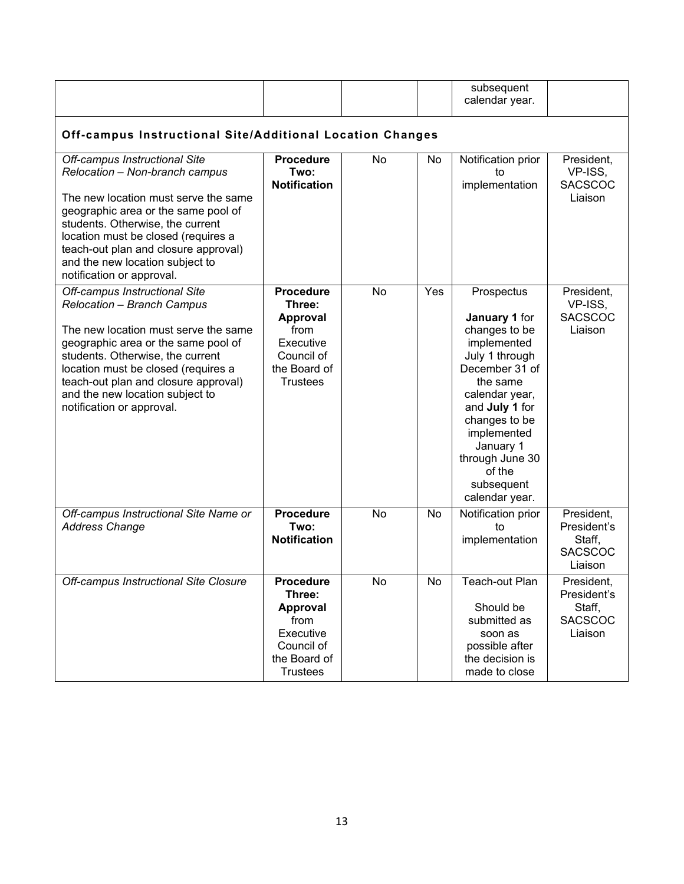| | | | | | |
|---|---|---|---|---|---|
| | | | | subsequent calendar year. | |
| **Off-campus Instructional Site/Additional Location Changes** | | | | | |
| *Off-campus Instructional Site Relocation – Non-branch campus*<br><br>The new location must serve the same geographic area or the same pool of students. Otherwise, the current location must be closed (requires a teach-out plan and closure approval) and the new location subject to notification or approval. | **Procedure Two: Notification** | No | No | Notification prior to implementation | President, VP-ISS, SACSCOC Liaison |
| *Off-campus Instructional Site Relocation – Branch Campus*<br><br>The new location must serve the same geographic area or the same pool of students. Otherwise, the current location must be closed (requires a teach-out plan and closure approval) and the new location subject to notification or approval. | **Procedure Three: Approval** from Executive Council of the Board of Trustees | No | Yes | Prospectus<br><br>**January 1** for changes to be implemented July 1 through December 31 of the same calendar year, and **July 1** for changes to be implemented January 1 through June 30 of the subsequent calendar year. | President, VP-ISS, SACSCOC Liaison |
| *Off-campus Instructional Site Name or Address Change* | **Procedure Two: Notification** | No | No | Notification prior to implementation | President, President's Staff, SACSCOC Liaison |
| *Off-campus Instructional Site Closure* | **Procedure Three: Approval** from Executive Council of the Board of Trustees | No | No | Teach-out Plan<br><br>Should be submitted as soon as possible after the decision is made to close | President, President's Staff, SACSCOC Liaison |